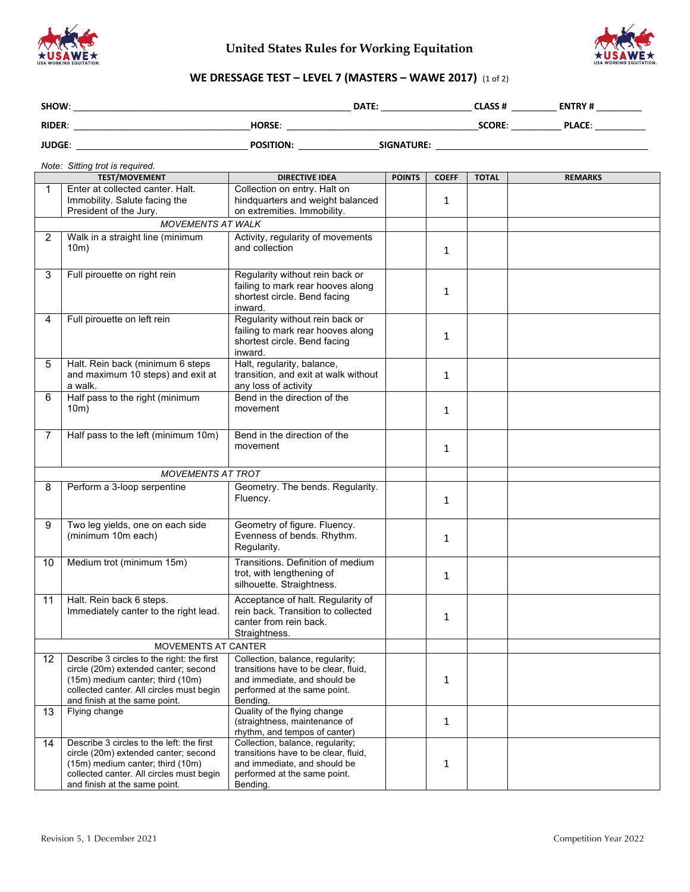# United States Rules for Working Equitation

## WE DRESSAGE TEST – LEVEL 7 (MASTERS – WAWE 2017) (1 of 2)

**SHOW**: ______________________ **DATE**: ____________ **CLASS #** ________ **ENTRY #** ________

**RIDER**: ______________________ **HORSE**: ______________________ **SCORE**: ________ **PLACE**: ________

**JUDGE**: ______________________ **POSITION**: ____________ **SIGNATURE**: ______________________

*Note: Sitting trot is required.*

| | TEST/MOVEMENT | DIRECTIVE IDEA | POINTS | COEFF | TOTAL | REMARKS |
|---|---|---|---|---|---|---|
| 1 | Enter at collected canter. Halt. Immobility. Salute facing the President of the Jury. | Collection on entry. Halt on hindquarters and weight balanced on extremities. Immobility. | | 1 | | |
| | *MOVEMENTS AT WALK* | | | | | |
| 2 | Walk in a straight line (minimum 10m) | Activity, regularity of movements and collection | | 1 | | |
| 3 | Full pirouette on right rein | Regularity without rein back or failing to mark rear hooves along shortest circle. Bend facing inward. | | 1 | | |
| 4 | Full pirouette on left rein | Regularity without rein back or failing to mark rear hooves along shortest circle. Bend facing inward. | | 1 | | |
| 5 | Halt. Rein back (minimum 6 steps and maximum 10 steps) and exit at a walk. | Halt, regularity, balance, transition, and exit at walk without any loss of activity | | 1 | | |
| 6 | Half pass to the right (minimum 10m) | Bend in the direction of the movement | | 1 | | |
| 7 | Half pass to the left (minimum 10m) | Bend in the direction of the movement | | 1 | | |
| | *MOVEMENTS AT TROT* | | | | | |
| 8 | Perform a 3-loop serpentine | Geometry. The bends. Regularity. Fluency. | | 1 | | |
| 9 | Two leg yields, one on each side (minimum 10m each) | Geometry of figure. Fluency. Evenness of bends. Rhythm. Regularity. | | 1 | | |
| 10 | Medium trot (minimum 15m) | Transitions. Definition of medium trot, with lengthening of silhouette. Straightness. | | 1 | | |
| 11 | Halt. Rein back 6 steps. Immediately canter to the right lead. | Acceptance of halt. Regularity of rein back. Transition to collected canter from rein back. Straightness. | | 1 | | |
| | MOVEMENTS AT CANTER | | | | | |
| 12 | Describe 3 circles to the right: the first circle (20m) extended canter; second (15m) medium canter; third (10m) collected canter. All circles must begin and finish at the same point. | Collection, balance, regularity; transitions have to be clear, fluid, and immediate, and should be performed at the same point. Bending. | | 1 | | |
| 13 | Flying change | Quality of the flying change (straightness, maintenance of rhythm, and tempos of canter) | | 1 | | |
| 14 | Describe 3 circles to the left: the first circle (20m) extended canter; second (15m) medium canter; third (10m) collected canter. All circles must begin and finish at the same point. | Collection, balance, regularity; transitions have to be clear, fluid, and immediate, and should be performed at the same point. Bending. | | 1 | | |

Revision 5, 1 December 2021 — Competition Year 2022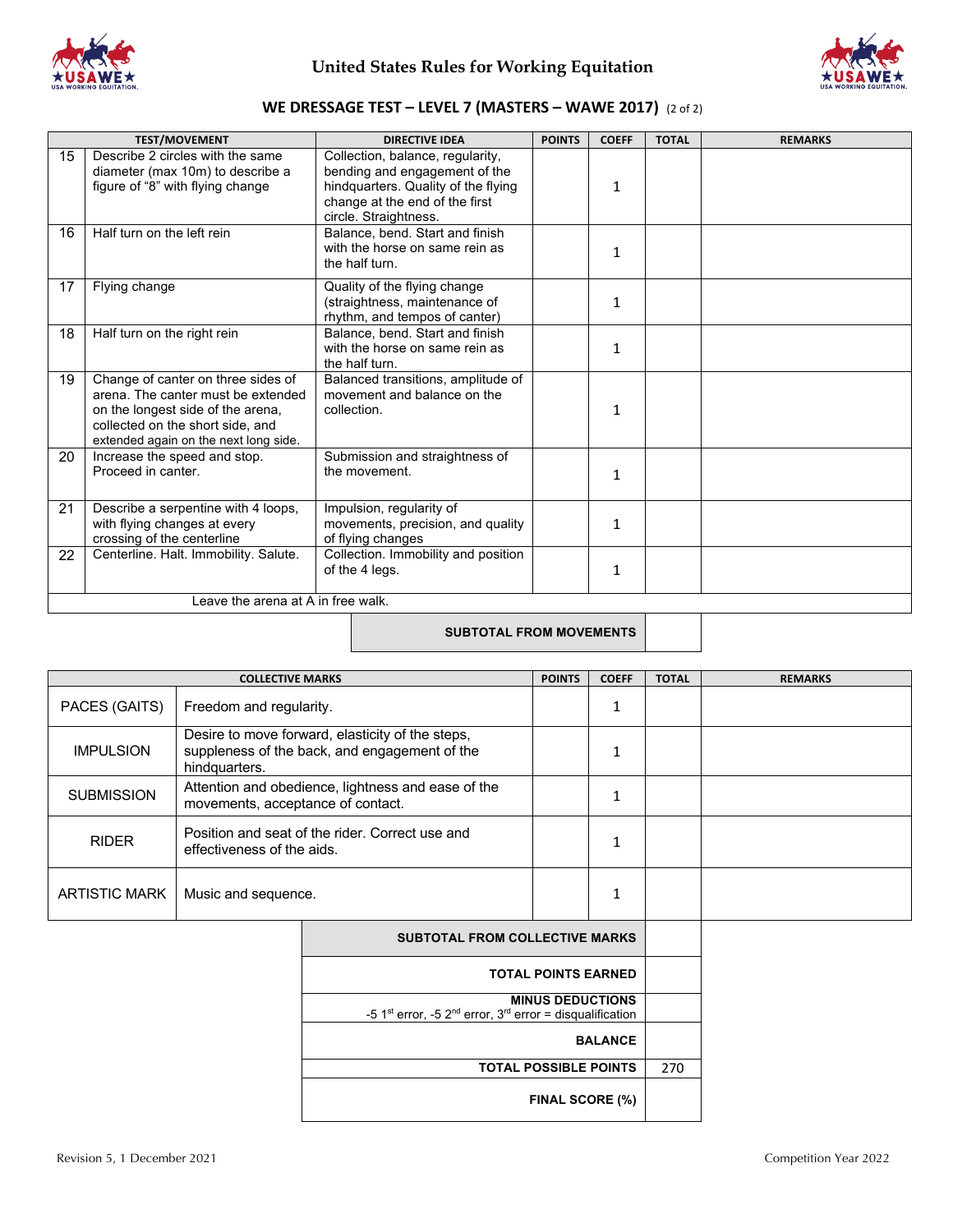# United States Rules for Working Equitation

## WE DRESSAGE TEST – LEVEL 7 (MASTERS – WAWE 2017) (2 of 2)

| TEST/MOVEMENT | | DIRECTIVE IDEA | POINTS | COEFF | TOTAL | REMARKS |
|---|---|---|---|---|---|---|
| 15 | Describe 2 circles with the same diameter (max 10m) to describe a figure of "8" with flying change | Collection, balance, regularity, bending and engagement of the hindquarters. Quality of the flying change at the end of the first circle. Straightness. | | 1 | | |
| 16 | Half turn on the left rein | Balance, bend. Start and finish with the horse on same rein as the half turn. | | 1 | | |
| 17 | Flying change | Quality of the flying change (straightness, maintenance of rhythm, and tempos of canter) | | 1 | | |
| 18 | Half turn on the right rein | Balance, bend. Start and finish with the horse on same rein as the half turn. | | 1 | | |
| 19 | Change of canter on three sides of arena. The canter must be extended on the longest side of the arena, collected on the short side, and extended again on the next long side. | Balanced transitions, amplitude of movement and balance on the collection. | | 1 | | |
| 20 | Increase the speed and stop. Proceed in canter. | Submission and straightness of the movement. | | 1 | | |
| 21 | Describe a serpentine with 4 loops, with flying changes at every crossing of the centerline | Impulsion, regularity of movements, precision, and quality of flying changes | | 1 | | |
| 22 | Centerline. Halt. Immobility. Salute. | Collection. Immobility and position of the 4 legs. | | 1 | | |
| Leave the arena at A in free walk. | | | | | | |

| | |
|---|---|
| **SUBTOTAL FROM MOVEMENTS** | |

| COLLECTIVE MARKS | | POINTS | COEFF | TOTAL | REMARKS |
|---|---|---|---|---|---|
| PACES (GAITS) | Freedom and regularity. | | 1 | | |
| IMPULSION | Desire to move forward, elasticity of the steps, suppleness of the back, and engagement of the hindquarters. | | 1 | | |
| SUBMISSION | Attention and obedience, lightness and ease of the movements, acceptance of contact. | | 1 | | |
| RIDER | Position and seat of the rider. Correct use and effectiveness of the aids. | | 1 | | |
| ARTISTIC MARK | Music and sequence. | | 1 | | |

| | |
|---|---|
| **SUBTOTAL FROM COLLECTIVE MARKS** | |
| **TOTAL POINTS EARNED** | |
| **MINUS DEDUCTIONS** -5 1st error, -5 2nd error, 3rd error = disqualification | |
| **BALANCE** | |
| **TOTAL POSSIBLE POINTS** | 270 |
| **FINAL SCORE (%)** | |

Revision 5, 1 December 2021

Competition Year 2022